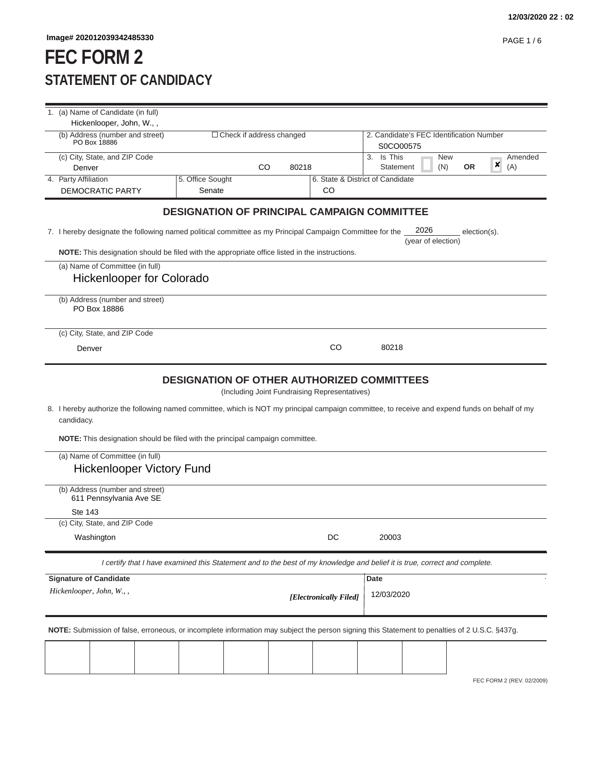Image# 202012039342485330

# FEC FORM 2
## STATEMENT OF CANDIDACY

| | | | |
|---|---|---|---|
| 1. (a) Name of Candidate (in full)<br>Hickenlooper, John, W., , | | | |
| (b) Address (number and street)<br>PO Box 18886 | ☐ Check if address changed | | 2. Candidate's FEC Identification Number<br>S0CO00575 |
| (c) City, State, and ZIP Code<br>Denver | CO | 80218 | 3. Is This Statement ☐ New (N) OR ☒ Amended (A) |
| 4. Party Affiliation<br>DEMOCRATIC PARTY | 5. Office Sought<br>Senate | 6. State & District of Candidate<br>CO | |

### DESIGNATION OF PRINCIPAL CAMPAIGN COMMITTEE

7. I hereby designate the following named political committee as my Principal Campaign Committee for the 2026 (year of election) election(s).

**NOTE:** This designation should be filed with the appropriate office listed in the instructions.

(a) Name of Committee (in full)
Hickenlooper for Colorado

(b) Address (number and street)
PO Box 18886

(c) City, State, and ZIP Code
Denver CO 80218

### DESIGNATION OF OTHER AUTHORIZED COMMITTEES

(Including Joint Fundraising Representatives)

8. I hereby authorize the following named committee, which is NOT my principal campaign committee, to receive and expend funds on behalf of my candidacy.

**NOTE:** This designation should be filed with the principal campaign committee.

(a) Name of Committee (in full)
Hickenlooper Victory Fund

(b) Address (number and street)
611 Pennsylvania Ave SE
Ste 143

(c) City, State, and ZIP Code
Washington DC 20003

*I certify that I have examined this Statement and to the best of my knowledge and belief it is true, correct and complete.*

| Signature of Candidate | Date |
|---|---|
| *Hickenlooper, John, W., ,* *[Electronically Filed]* | 12/03/2020 |

**NOTE:** Submission of false, erroneous, or incomplete information may subject the person signing this Statement to penalties of 2 U.S.C. §437g.

FEC FORM 2 (REV. 02/2009)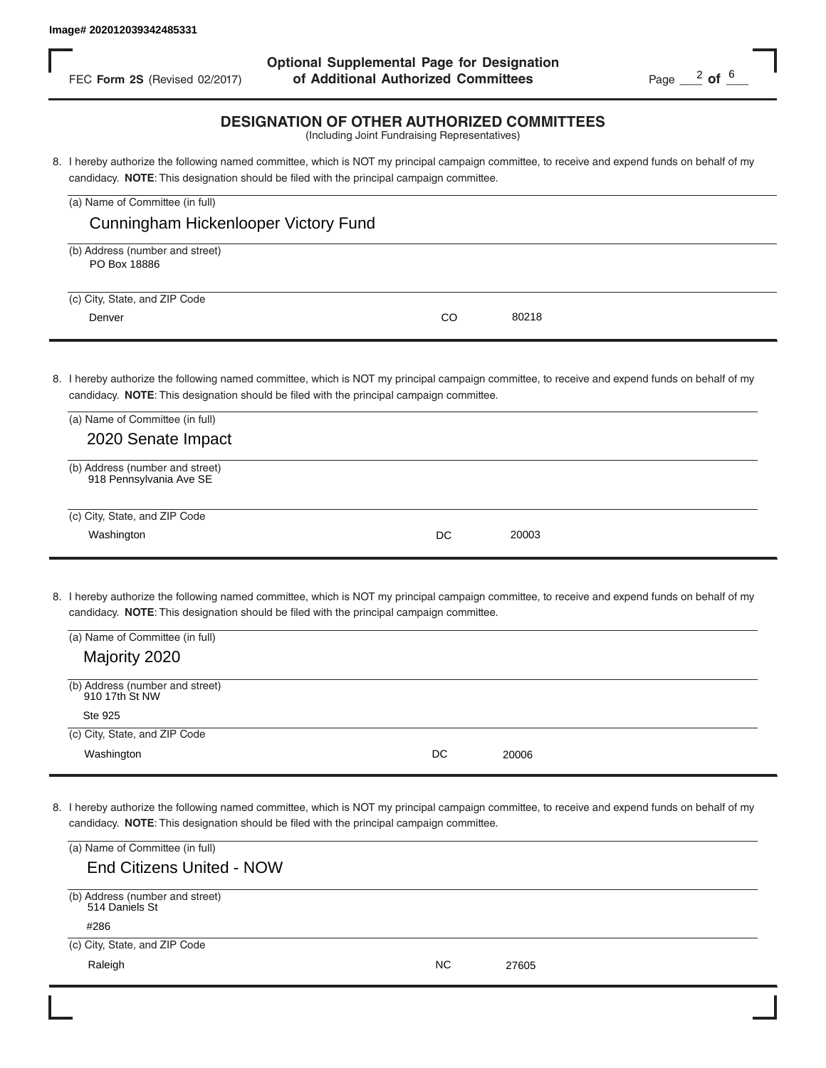Image# 202012039342485331

FEC **Form 2S** (Revised 02/2017)

**Optional Supplemental Page for Designation of Additional Authorized Committees**

## DESIGNATION OF OTHER AUTHORIZED COMMITTEES

(Including Joint Fundraising Representatives)

8. I hereby authorize the following named committee, which is NOT my principal campaign committee, to receive and expend funds on behalf of my candidacy. **NOTE**: This designation should be filed with the principal campaign committee.

(a) Name of Committee (in full)
Cunningham Hickenlooper Victory Fund

(b) Address (number and street)
PO Box 18886

(c) City, State, and ZIP Code
Denver CO 80218

8. I hereby authorize the following named committee, which is NOT my principal campaign committee, to receive and expend funds on behalf of my candidacy. **NOTE**: This designation should be filed with the principal campaign committee.

(a) Name of Committee (in full)
2020 Senate Impact

(b) Address (number and street)
918 Pennsylvania Ave SE

(c) City, State, and ZIP Code
Washington DC 20003

8. I hereby authorize the following named committee, which is NOT my principal campaign committee, to receive and expend funds on behalf of my candidacy. **NOTE**: This designation should be filed with the principal campaign committee.

(a) Name of Committee (in full)
Majority 2020

(b) Address (number and street)
910 17th St NW
Ste 925

(c) City, State, and ZIP Code
Washington DC 20006

8. I hereby authorize the following named committee, which is NOT my principal campaign committee, to receive and expend funds on behalf of my candidacy. **NOTE**: This designation should be filed with the principal campaign committee.

(a) Name of Committee (in full)
End Citizens United - NOW

(b) Address (number and street)
514 Daniels St
#286

(c) City, State, and ZIP Code
Raleigh NC 27605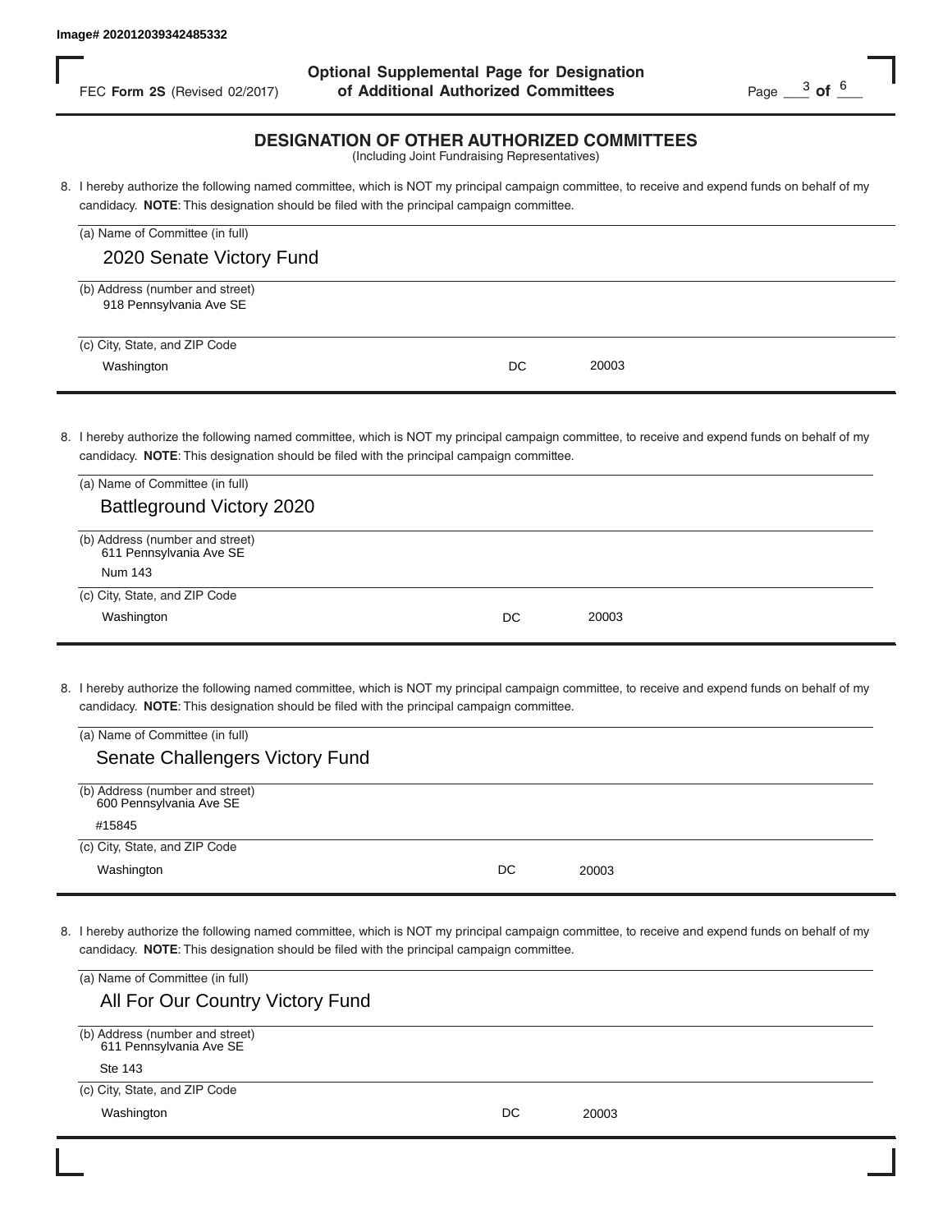Image# 202012039342485332

FEC **Form 2S** (Revised 02/2017)

**Optional Supplemental Page for Designation of Additional Authorized Committees**

## DESIGNATION OF OTHER AUTHORIZED COMMITTEES

(Including Joint Fundraising Representatives)

8. I hereby authorize the following named committee, which is NOT my principal campaign committee, to receive and expend funds on behalf of my candidacy. **NOTE**: This designation should be filed with the principal campaign committee.

(a) Name of Committee (in full)
2020 Senate Victory Fund

(b) Address (number and street)
918 Pennsylvania Ave SE

(c) City, State, and ZIP Code
Washington DC 20003

8. I hereby authorize the following named committee, which is NOT my principal campaign committee, to receive and expend funds on behalf of my candidacy. **NOTE**: This designation should be filed with the principal campaign committee.

(a) Name of Committee (in full)
Battleground Victory 2020

(b) Address (number and street)
611 Pennsylvania Ave SE
Num 143

(c) City, State, and ZIP Code
Washington DC 20003

8. I hereby authorize the following named committee, which is NOT my principal campaign committee, to receive and expend funds on behalf of my candidacy. **NOTE**: This designation should be filed with the principal campaign committee.

(a) Name of Committee (in full)
Senate Challengers Victory Fund

(b) Address (number and street)
600 Pennsylvania Ave SE
#15845

(c) City, State, and ZIP Code
Washington DC 20003

8. I hereby authorize the following named committee, which is NOT my principal campaign committee, to receive and expend funds on behalf of my candidacy. **NOTE**: This designation should be filed with the principal campaign committee.

(a) Name of Committee (in full)
All For Our Country Victory Fund

(b) Address (number and street)
611 Pennsylvania Ave SE
Ste 143

(c) City, State, and ZIP Code
Washington DC 20003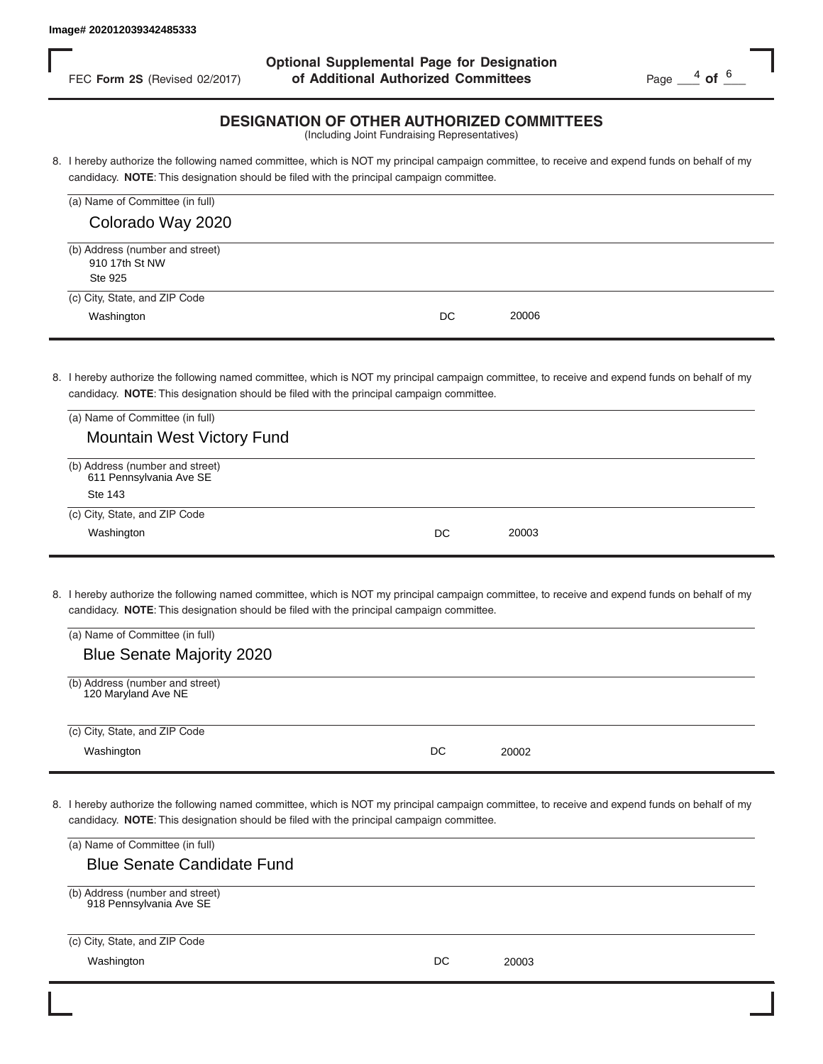Image# 202012039342485333

FEC **Form 2S** (Revised 02/2017)

**Optional Supplemental Page for Designation of Additional Authorized Committees**

## DESIGNATION OF OTHER AUTHORIZED COMMITTEES

(Including Joint Fundraising Representatives)

8. I hereby authorize the following named committee, which is NOT my principal campaign committee, to receive and expend funds on behalf of my candidacy. **NOTE**: This designation should be filed with the principal campaign committee.

(a) Name of Committee (in full)
Colorado Way 2020

(b) Address (number and street)
910 17th St NW
Ste 925

(c) City, State, and ZIP Code
Washington DC 20006

8. I hereby authorize the following named committee, which is NOT my principal campaign committee, to receive and expend funds on behalf of my candidacy. **NOTE**: This designation should be filed with the principal campaign committee.

(a) Name of Committee (in full)
Mountain West Victory Fund

(b) Address (number and street)
611 Pennsylvania Ave SE
Ste 143

(c) City, State, and ZIP Code
Washington DC 20003

8. I hereby authorize the following named committee, which is NOT my principal campaign committee, to receive and expend funds on behalf of my candidacy. **NOTE**: This designation should be filed with the principal campaign committee.

(a) Name of Committee (in full)
Blue Senate Majority 2020

(b) Address (number and street)
120 Maryland Ave NE

(c) City, State, and ZIP Code
Washington DC 20002

8. I hereby authorize the following named committee, which is NOT my principal campaign committee, to receive and expend funds on behalf of my candidacy. **NOTE**: This designation should be filed with the principal campaign committee.

(a) Name of Committee (in full)
Blue Senate Candidate Fund

(b) Address (number and street)
918 Pennsylvania Ave SE

(c) City, State, and ZIP Code
Washington DC 20003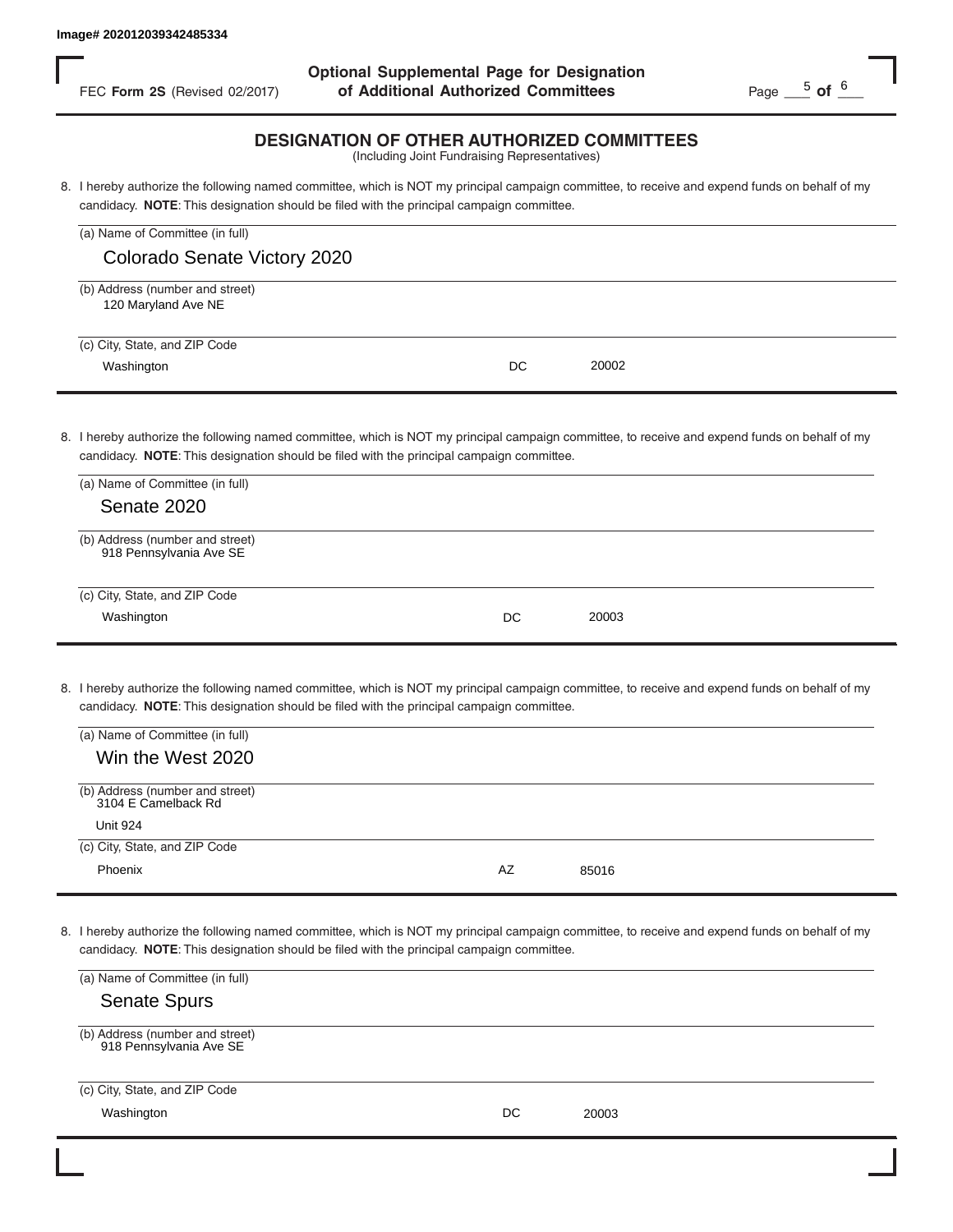Image# 202012039342485334

FEC **Form 2S** (Revised 02/2017)

**Optional Supplemental Page for Designation of Additional Authorized Committees**

## DESIGNATION OF OTHER AUTHORIZED COMMITTEES

(Including Joint Fundraising Representatives)

8. I hereby authorize the following named committee, which is NOT my principal campaign committee, to receive and expend funds on behalf of my candidacy. **NOTE**: This designation should be filed with the principal campaign committee.

(a) Name of Committee (in full)
Colorado Senate Victory 2020

(b) Address (number and street)
120 Maryland Ave NE

(c) City, State, and ZIP Code
Washington DC 20002

8. I hereby authorize the following named committee, which is NOT my principal campaign committee, to receive and expend funds on behalf of my candidacy. **NOTE**: This designation should be filed with the principal campaign committee.

(a) Name of Committee (in full)
Senate 2020

(b) Address (number and street)
918 Pennsylvania Ave SE

(c) City, State, and ZIP Code
Washington DC 20003

8. I hereby authorize the following named committee, which is NOT my principal campaign committee, to receive and expend funds on behalf of my candidacy. **NOTE**: This designation should be filed with the principal campaign committee.

(a) Name of Committee (in full)
Win the West 2020

(b) Address (number and street)
3104 E Camelback Rd
Unit 924

(c) City, State, and ZIP Code
Phoenix AZ 85016

8. I hereby authorize the following named committee, which is NOT my principal campaign committee, to receive and expend funds on behalf of my candidacy. **NOTE**: This designation should be filed with the principal campaign committee.

(a) Name of Committee (in full)
Senate Spurs

(b) Address (number and street)
918 Pennsylvania Ave SE

(c) City, State, and ZIP Code
Washington DC 20003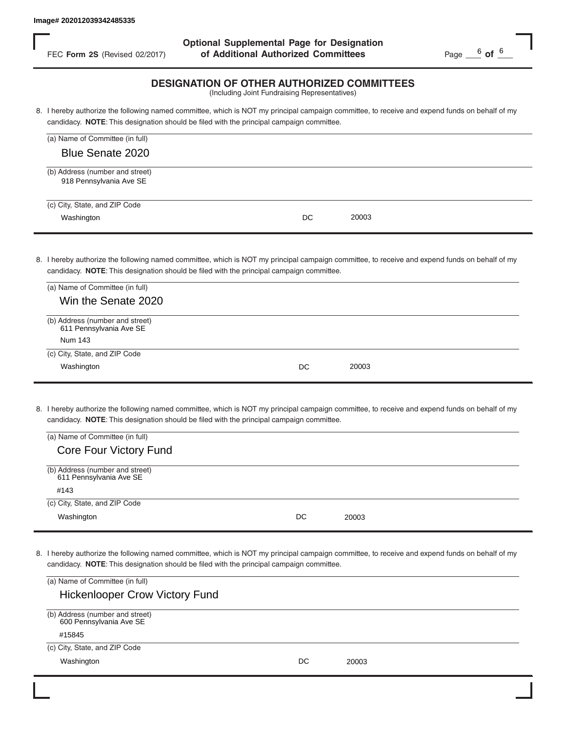Image# 202012039342485335

FEC **Form 2S** (Revised 02/2017)

**Optional Supplemental Page for Designation of Additional Authorized Committees**

## DESIGNATION OF OTHER AUTHORIZED COMMITTEES

(Including Joint Fundraising Representatives)

8. I hereby authorize the following named committee, which is NOT my principal campaign committee, to receive and expend funds on behalf of my candidacy. **NOTE**: This designation should be filed with the principal campaign committee.

(a) Name of Committee (in full)

Blue Senate 2020

(b) Address (number and street)

918 Pennsylvania Ave SE

(c) City, State, and ZIP Code

Washington DC 20003

8. I hereby authorize the following named committee, which is NOT my principal campaign committee, to receive and expend funds on behalf of my candidacy. **NOTE**: This designation should be filed with the principal campaign committee.

(a) Name of Committee (in full)

Win the Senate 2020

(b) Address (number and street)

611 Pennsylvania Ave SE

Num 143

(c) City, State, and ZIP Code

Washington DC 20003

8. I hereby authorize the following named committee, which is NOT my principal campaign committee, to receive and expend funds on behalf of my candidacy. **NOTE**: This designation should be filed with the principal campaign committee.

(a) Name of Committee (in full)

Core Four Victory Fund

(b) Address (number and street)

611 Pennsylvania Ave SE

#143

(c) City, State, and ZIP Code

Washington DC 20003

8. I hereby authorize the following named committee, which is NOT my principal campaign committee, to receive and expend funds on behalf of my candidacy. **NOTE**: This designation should be filed with the principal campaign committee.

(a) Name of Committee (in full)

Hickenlooper Crow Victory Fund

(b) Address (number and street)

600 Pennsylvania Ave SE

#15845

(c) City, State, and ZIP Code

Washington DC 20003